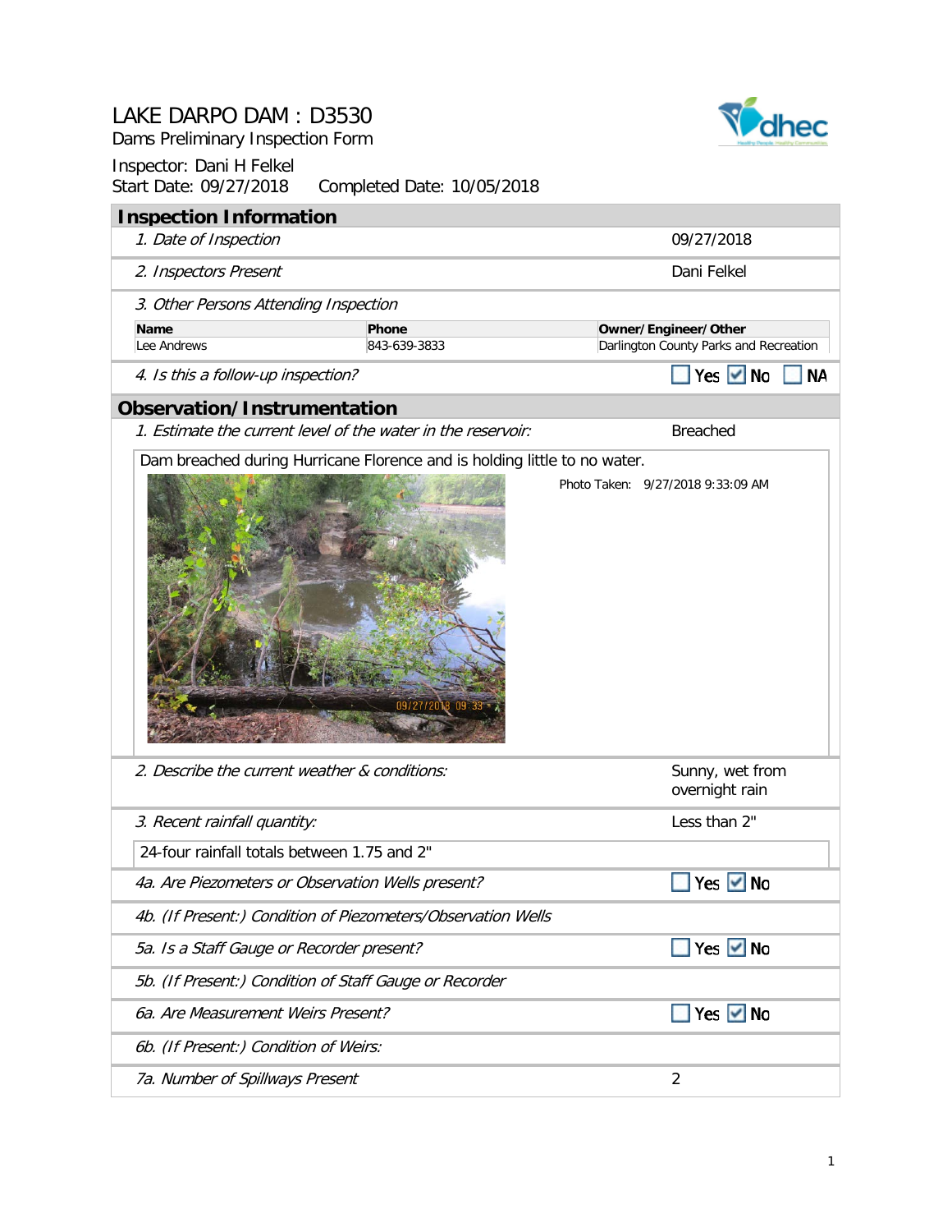# LAKE DARPO DAM : D3530

Dams Preliminary Inspection Form

Inspector: Dani H Felkel

Start Date: 09/27/2018    Completed Date: 10/05/2018

## Inspection Information

| | |
|---|---|
| *1. Date of Inspection* | 09/27/2018 |
| *2. Inspectors Present* | Dani Felkel |

*3. Other Persons Attending Inspection*

| Name | Phone | Owner/Engineer/Other |
|---|---|---|
| Lee Andrews | 843-639-3833 | Darlington County Parks and Recreation |

*4. Is this a follow-up inspection?* ☐ Yes ☑ No ☐ NA

## Observation/Instrumentation

*1. Estimate the current level of the water in the reservoir:* Breached

Dam breached during Hurricane Florence and is holding little to no water.

Photo Taken: 9/27/2018 9:33:09 AM

| | |
|---|---|
| *2. Describe the current weather & conditions:* | Sunny, wet from overnight rain |
| *3. Recent rainfall quantity:* | Less than 2" |

24-four rainfall totals between 1.75 and 2"

| | |
|---|---|
| *4a. Are Piezometers or Observation Wells present?* | ☐ Yes ☑ No |
| *4b. (If Present:) Condition of Piezometers/Observation Wells* | |
| *5a. Is a Staff Gauge or Recorder present?* | ☐ Yes ☑ No |
| *5b. (If Present:) Condition of Staff Gauge or Recorder* | |
| *6a. Are Measurement Weirs Present?* | ☐ Yes ☑ No |
| *6b. (If Present:) Condition of Weirs:* | |
| *7a. Number of Spillways Present* | 2 |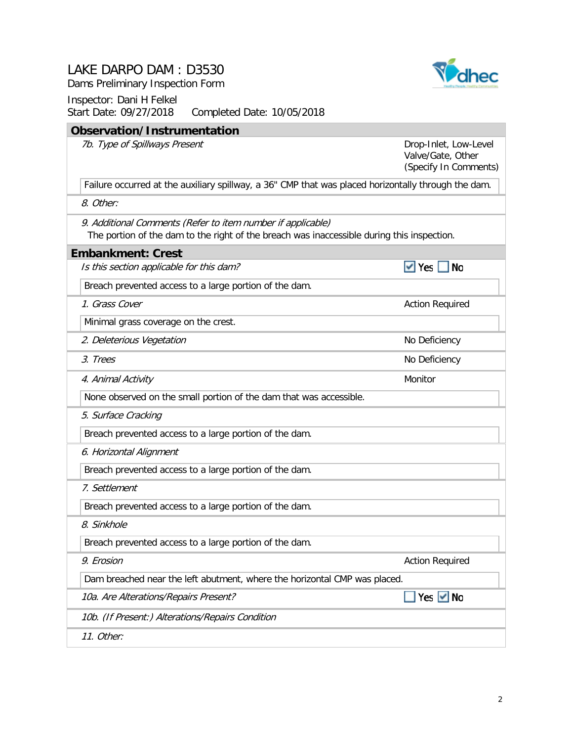# LAKE DARPO DAM : D3530

Dams Preliminary Inspection Form

Inspector: Dani H Felkel

Start Date: 09/27/2018 Completed Date: 10/05/2018

## Observation/Instrumentation

| | |
|---|---|
| *7b. Type of Spillways Present* | Drop-Inlet, Low-Level Valve/Gate, Other (Specify In Comments) |
| Failure occurred at the auxiliary spillway, a 36" CMP that was placed horizontally through the dam. | |
| *8. Other:* | |
| *9. Additional Comments (Refer to item number if applicable)* The portion of the dam to the right of the breach was inaccessible during this inspection. | |

## Embankment: Crest

| | |
|---|---|
| *Is this section applicable for this dam?* | ☑ Yes ☐ No |
| Breach prevented access to a large portion of the dam. | |
| *1. Grass Cover* | Action Required |
| Minimal grass coverage on the crest. | |
| *2. Deleterious Vegetation* | No Deficiency |
| *3. Trees* | No Deficiency |
| *4. Animal Activity* | Monitor |
| None observed on the small portion of the dam that was accessible. | |
| *5. Surface Cracking* | |
| Breach prevented access to a large portion of the dam. | |
| *6. Horizontal Alignment* | |
| Breach prevented access to a large portion of the dam. | |
| *7. Settlement* | |
| Breach prevented access to a large portion of the dam. | |
| *8. Sinkhole* | |
| Breach prevented access to a large portion of the dam. | |
| *9. Erosion* | Action Required |
| Dam breached near the left abutment, where the horizontal CMP was placed. | |
| *10a. Are Alterations/Repairs Present?* | ☐ Yes ☑ No |
| *10b. (If Present:) Alterations/Repairs Condition* | |
| *11. Other:* | |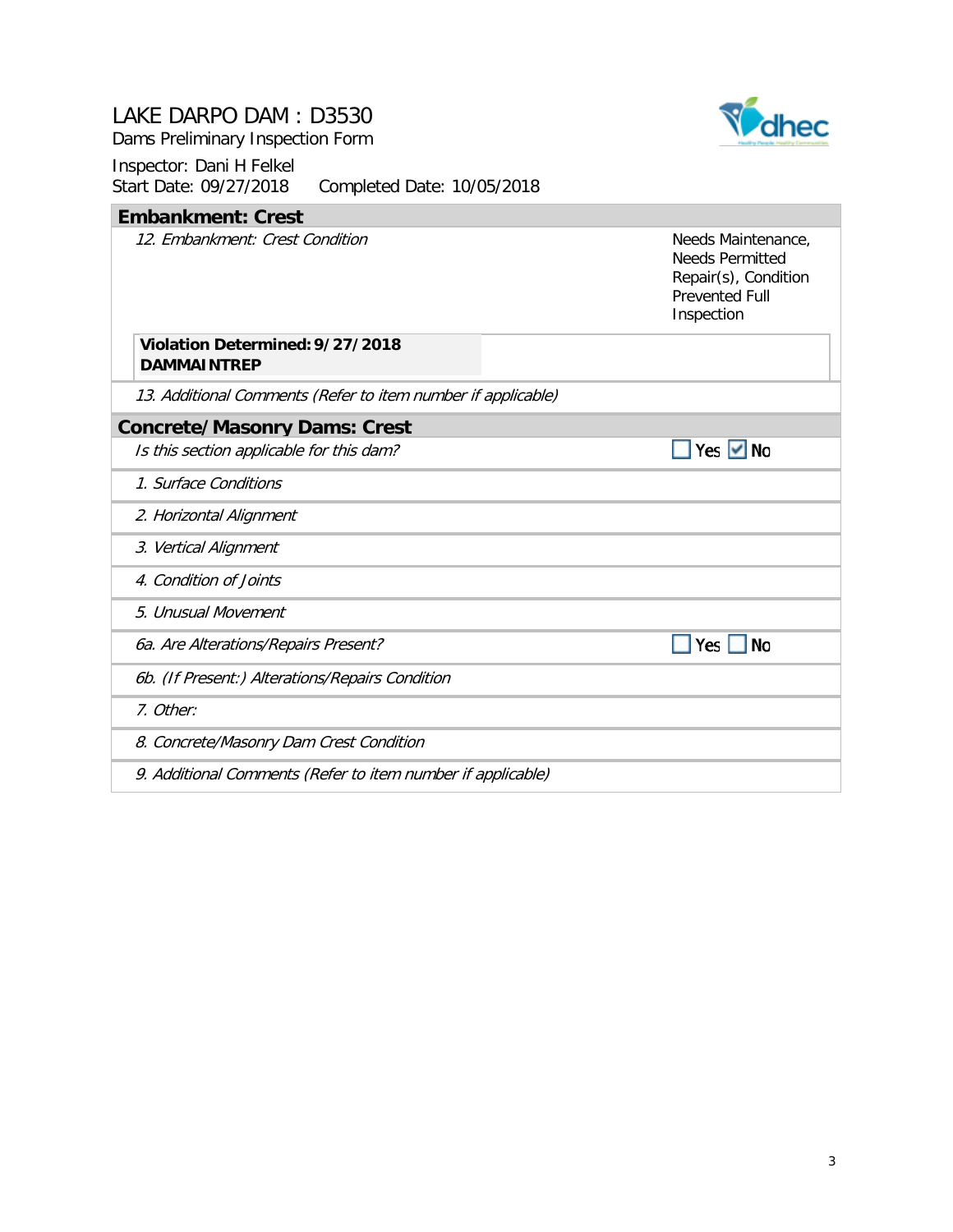# LAKE DARPO DAM : D3530

Dams Preliminary Inspection Form

Inspector: Dani H Felkel
Start Date: 09/27/2018    Completed Date: 10/05/2018

## Embankment: Crest

| | |
|---|---|
| *12. Embankment: Crest Condition* | Needs Maintenance, Needs Permitted Repair(s), Condition Prevented Full Inspection |
| **Violation Determined: 9/27/2018**<br>**DAMMAINTREP** | |
| *13. Additional Comments (Refer to item number if applicable)* | |

## Concrete/Masonry Dams: Crest

| | |
|---|---|
| *Is this section applicable for this dam?* | ☐ Yes ☑ No |
| *1. Surface Conditions* | |
| *2. Horizontal Alignment* | |
| *3. Vertical Alignment* | |
| *4. Condition of Joints* | |
| *5. Unusual Movement* | |
| *6a. Are Alterations/Repairs Present?* | ☐ Yes ☐ No |
| *6b. (If Present:) Alterations/Repairs Condition* | |
| *7. Other:* | |
| *8. Concrete/Masonry Dam Crest Condition* | |
| *9. Additional Comments (Refer to item number if applicable)* | |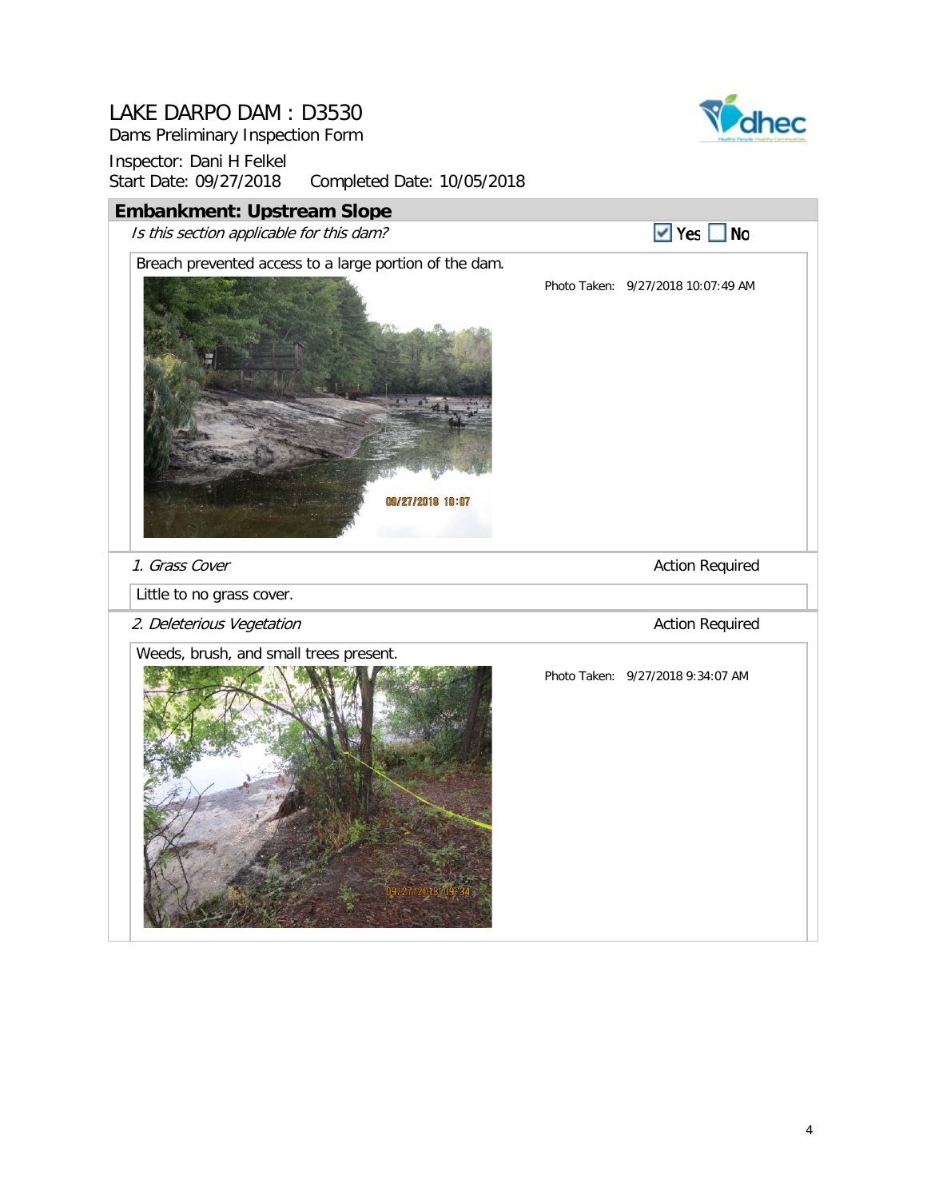# LAKE DARPO DAM : D3530

Dams Preliminary Inspection Form

Inspector: Dani H Felkel
Start Date: 09/27/2018 Completed Date: 10/05/2018

## Embankment: Upstream Slope

*Is this section applicable for this dam?* ☑ Yes ☐ No

Breach prevented access to a large portion of the dam.

Photo Taken: 9/27/2018 10:07:49 AM

*1. Grass Cover* — Action Required

Little to no grass cover.

*2. Deleterious Vegetation* — Action Required

Weeds, brush, and small trees present.

Photo Taken: 9/27/2018 9:34:07 AM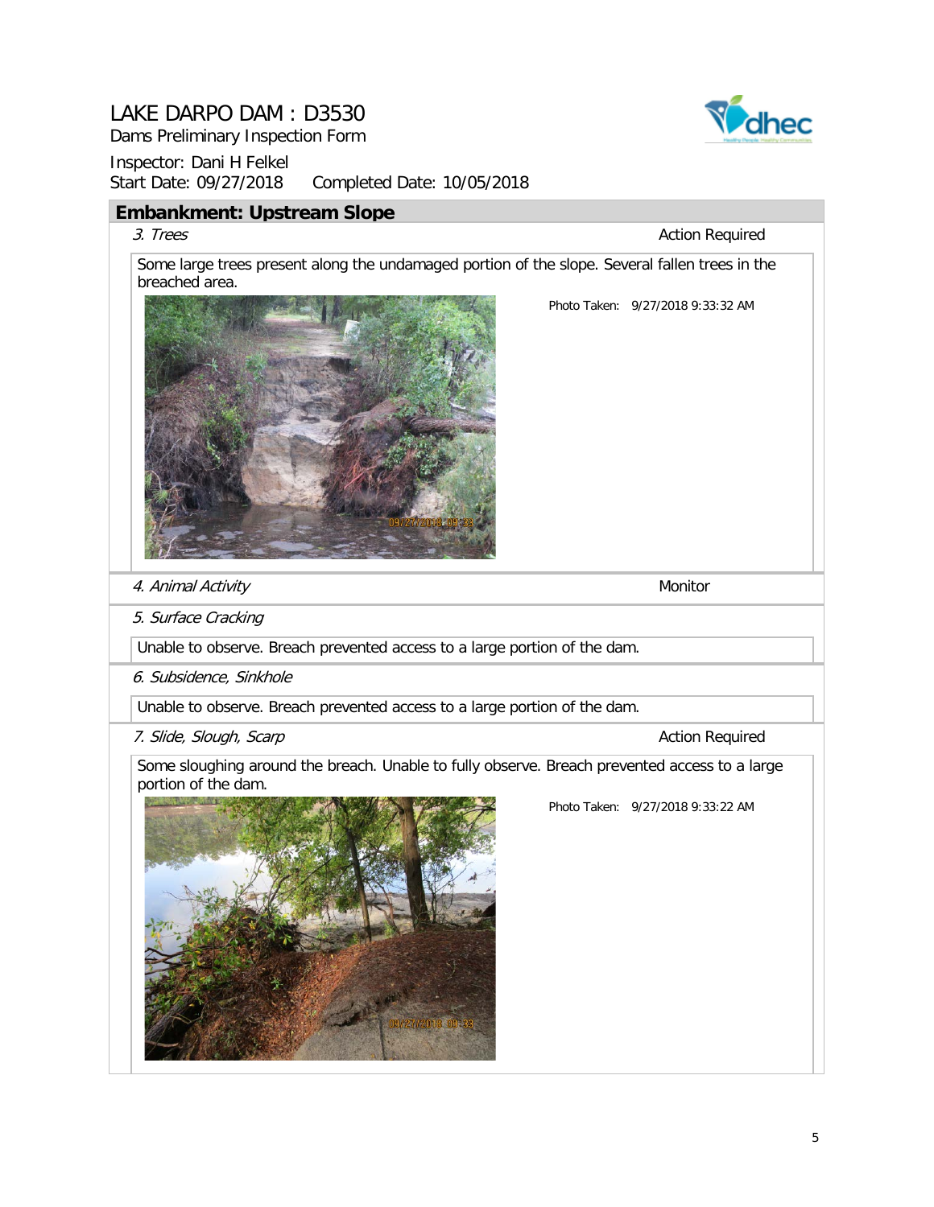# LAKE DARPO DAM : D3530

Dams Preliminary Inspection Form

Inspector: Dani H Felkel

Start Date: 09/27/2018 Completed Date: 10/05/2018

## Embankment: Upstream Slope

*3. Trees* — Action Required

Some large trees present along the undamaged portion of the slope. Several fallen trees in the breached area.

Photo Taken: 9/27/2018 9:33:32 AM

*4. Animal Activity* — Monitor

*5. Surface Cracking*

Unable to observe. Breach prevented access to a large portion of the dam.

*6. Subsidence, Sinkhole*

Unable to observe. Breach prevented access to a large portion of the dam.

*7. Slide, Slough, Scarp* — Action Required

Some sloughing around the breach. Unable to fully observe. Breach prevented access to a large portion of the dam.

Photo Taken: 9/27/2018 9:33:22 AM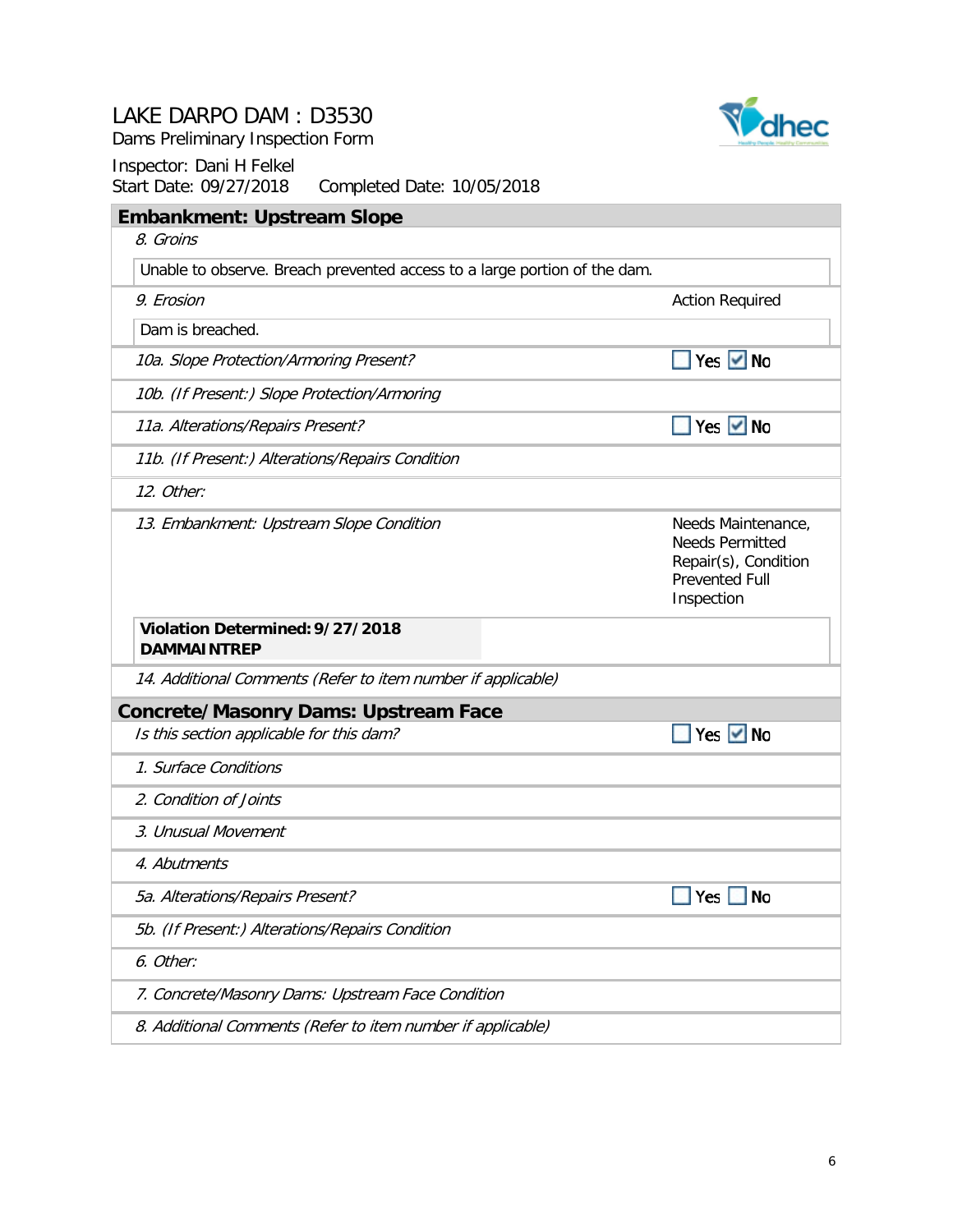# LAKE DARPO DAM : D3530

Dams Preliminary Inspection Form

Inspector: Dani H Felkel

Start Date: 09/27/2018 Completed Date: 10/05/2018

## Embankment: Upstream Slope

*8. Groins*

Unable to observe. Breach prevented access to a large portion of the dam.

*9. Erosion* — Action Required

Dam is breached.

*10a. Slope Protection/Armoring Present?* — ☐ Yes ☑ No

*10b. (If Present:) Slope Protection/Armoring*

*11a. Alterations/Repairs Present?* — ☐ Yes ☑ No

*11b. (If Present:) Alterations/Repairs Condition*

*12. Other:*

*13. Embankment: Upstream Slope Condition* — Needs Maintenance, Needs Permitted Repair(s), Condition Prevented Full Inspection

**Violation Determined: 9/27/2018**
**DAMMAINTREP**

*14. Additional Comments (Refer to item number if applicable)*

## Concrete/Masonry Dams: Upstream Face

*Is this section applicable for this dam?* — ☐ Yes ☑ No

*1. Surface Conditions*

*2. Condition of Joints*

*3. Unusual Movement*

*4. Abutments*

*5a. Alterations/Repairs Present?* — ☐ Yes ☐ No

*5b. (If Present:) Alterations/Repairs Condition*

*6. Other:*

*7. Concrete/Masonry Dams: Upstream Face Condition*

*8. Additional Comments (Refer to item number if applicable)*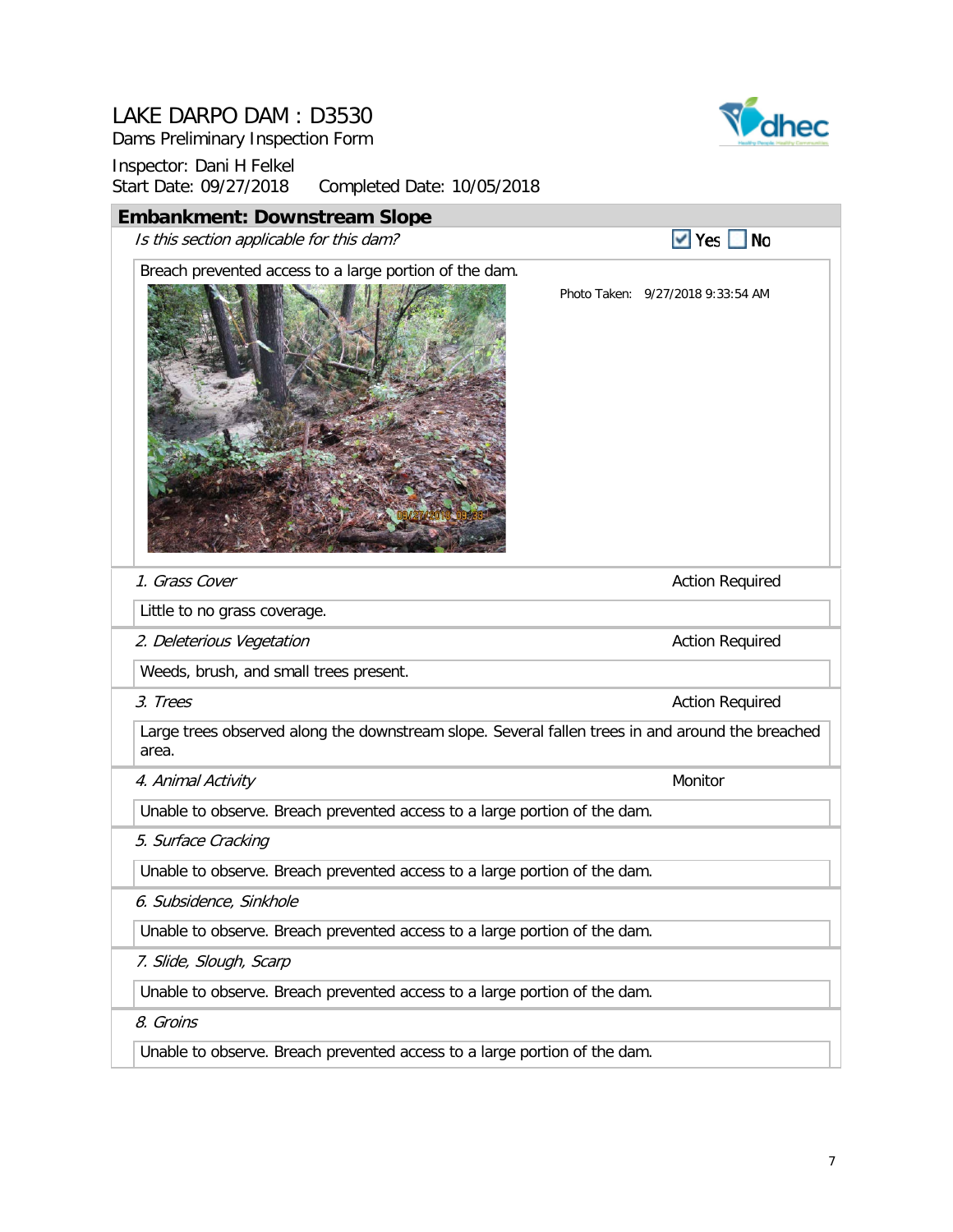# LAKE DARPO DAM : D3530

Dams Preliminary Inspection Form

Inspector: Dani H Felkel

Start Date: 09/27/2018 Completed Date: 10/05/2018

## Embankment: Downstream Slope

*Is this section applicable for this dam?* ☑ Yes ☐ No

Breach prevented access to a large portion of the dam.

Photo Taken: 9/27/2018 9:33:54 AM

| Item | Status |
|---|---|
| *1. Grass Cover* | Action Required |
| Little to no grass coverage. | |
| *2. Deleterious Vegetation* | Action Required |
| Weeds, brush, and small trees present. | |
| *3. Trees* | Action Required |
| Large trees observed along the downstream slope. Several fallen trees in and around the breached area. | |
| *4. Animal Activity* | Monitor |
| Unable to observe. Breach prevented access to a large portion of the dam. | |
| *5. Surface Cracking* | |
| Unable to observe. Breach prevented access to a large portion of the dam. | |
| *6. Subsidence, Sinkhole* | |
| Unable to observe. Breach prevented access to a large portion of the dam. | |
| *7. Slide, Slough, Scarp* | |
| Unable to observe. Breach prevented access to a large portion of the dam. | |
| *8. Groins* | |
| Unable to observe. Breach prevented access to a large portion of the dam. | |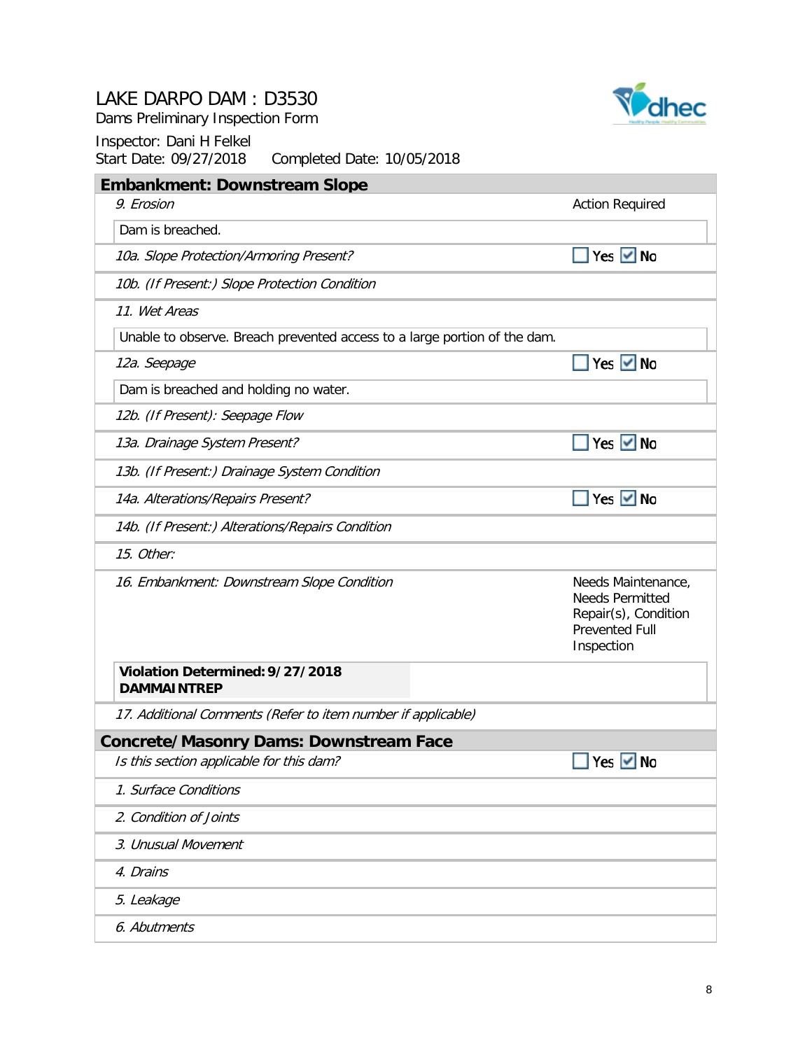# LAKE DARPO DAM : D3530

Dams Preliminary Inspection Form

Inspector: Dani H Felkel

Start Date: 09/27/2018  Completed Date: 10/05/2018

## Embankment: Downstream Slope

| Item | Response |
|---|---|
| *9. Erosion* | Action Required |
| Dam is breached. | |
| *10a. Slope Protection/Armoring Present?* | ☐ Yes ☑ No |
| *10b. (If Present:) Slope Protection Condition* | |
| *11. Wet Areas* | |
| Unable to observe. Breach prevented access to a large portion of the dam. | |
| *12a. Seepage* | ☐ Yes ☑ No |
| Dam is breached and holding no water. | |
| *12b. (If Present): Seepage Flow* | |
| *13a. Drainage System Present?* | ☐ Yes ☑ No |
| *13b. (If Present:) Drainage System Condition* | |
| *14a. Alterations/Repairs Present?* | ☐ Yes ☑ No |
| *14b. (If Present:) Alterations/Repairs Condition* | |
| *15. Other:* | |
| *16. Embankment: Downstream Slope Condition* | Needs Maintenance, Needs Permitted Repair(s), Condition Prevented Full Inspection |
| **Violation Determined: 9/27/2018 DAMMAINTREP** | |
| *17. Additional Comments (Refer to item number if applicable)* | |

## Concrete/Masonry Dams: Downstream Face

| Item | Response |
|---|---|
| *Is this section applicable for this dam?* | ☐ Yes ☑ No |
| *1. Surface Conditions* | |
| *2. Condition of Joints* | |
| *3. Unusual Movement* | |
| *4. Drains* | |
| *5. Leakage* | |
| *6. Abutments* | |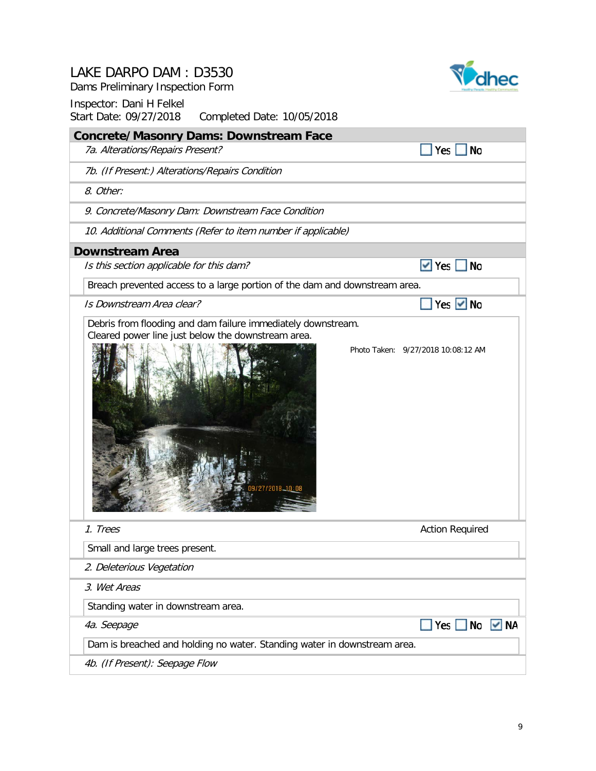# LAKE DARPO DAM : D3530

Dams Preliminary Inspection Form

Inspector: Dani H Felkel
Start Date: 09/27/2018   Completed Date: 10/05/2018

## Concrete/Masonry Dams: Downstream Face

*7a. Alterations/Repairs Present?* ☐ Yes ☐ No

*7b. (If Present:) Alterations/Repairs Condition*

*8. Other:*

*9. Concrete/Masonry Dam: Downstream Face Condition*

*10. Additional Comments (Refer to item number if applicable)*

## Downstream Area

*Is this section applicable for this dam?* ☑ Yes ☐ No

Breach prevented access to a large portion of the dam and downstream area.

*Is Downstream Area clear?* ☐ Yes ☑ No

Debris from flooding and dam failure immediately downstream.
Cleared power line just below the downstream area.

Photo Taken: 9/27/2018 10:08:12 AM

*1. Trees* — Action Required

Small and large trees present.

*2. Deleterious Vegetation*

*3. Wet Areas*

Standing water in downstream area.

*4a. Seepage* ☐ Yes ☐ No ☑ NA

Dam is breached and holding no water. Standing water in downstream area.

*4b. (If Present): Seepage Flow*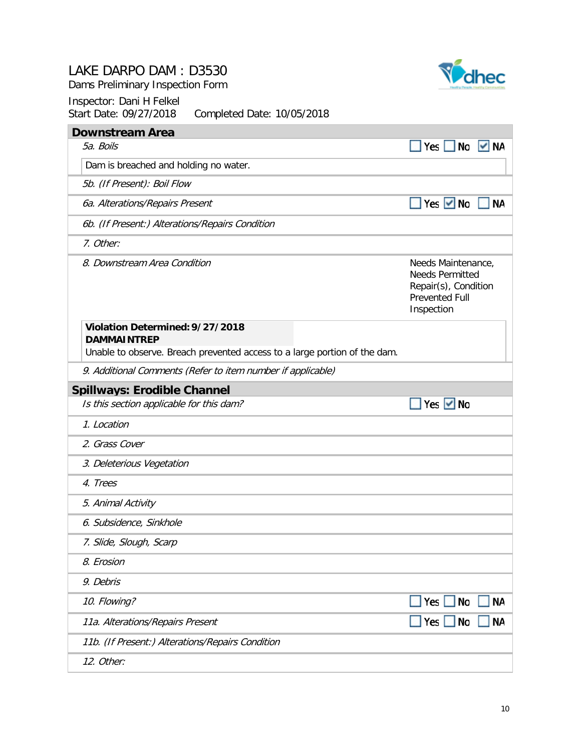# LAKE DARPO DAM : D3530

Dams Preliminary Inspection Form

Inspector: Dani H Felkel

Start Date: 09/27/2018 Completed Date: 10/05/2018

## Downstream Area

| Item | Response |
|---|---|
| *5a. Boils* | ☐ Yes ☐ No ☑ NA |
| Dam is breached and holding no water. | |
| *5b. (If Present): Boil Flow* | |
| *6a. Alterations/Repairs Present* | ☐ Yes ☑ No ☐ NA |
| *6b. (If Present:) Alterations/Repairs Condition* | |
| *7. Other:* | |
| *8. Downstream Area Condition* | Needs Maintenance, Needs Permitted Repair(s), Condition Prevented Full Inspection |
| **Violation Determined: 9/27/2018** **DAMMAINTREP** Unable to observe. Breach prevented access to a large portion of the dam. | |
| *9. Additional Comments (Refer to item number if applicable)* | |

## Spillways: Erodible Channel

| Item | Response |
|---|---|
| *Is this section applicable for this dam?* | ☐ Yes ☑ No |
| *1. Location* | |
| *2. Grass Cover* | |
| *3. Deleterious Vegetation* | |
| *4. Trees* | |
| *5. Animal Activity* | |
| *6. Subsidence, Sinkhole* | |
| *7. Slide, Slough, Scarp* | |
| *8. Erosion* | |
| *9. Debris* | |
| *10. Flowing?* | ☐ Yes ☐ No ☐ NA |
| *11a. Alterations/Repairs Present* | ☐ Yes ☐ No ☐ NA |
| *11b. (If Present:) Alterations/Repairs Condition* | |
| *12. Other:* | |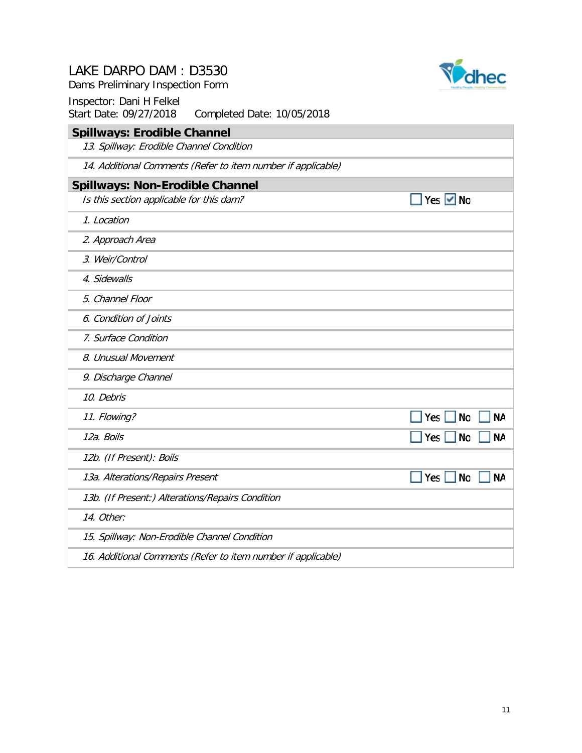# LAKE DARPO DAM : D3530

Dams Preliminary Inspection Form

Inspector: Dani H Felkel

Start Date: 09/27/2018 Completed Date: 10/05/2018

| **Spillways: Erodible Channel** | |
|---|---|
| *13. Spillway: Erodible Channel Condition* | |
| *14. Additional Comments (Refer to item number if applicable)* | |

| **Spillways: Non-Erodible Channel** | |
|---|---|
| *Is this section applicable for this dam?* | ☐ Yes ☑ No |
| *1. Location* | |
| *2. Approach Area* | |
| *3. Weir/Control* | |
| *4. Sidewalls* | |
| *5. Channel Floor* | |
| *6. Condition of Joints* | |
| *7. Surface Condition* | |
| *8. Unusual Movement* | |
| *9. Discharge Channel* | |
| *10. Debris* | |
| *11. Flowing?* | ☐ Yes ☐ No ☐ NA |
| *12a. Boils* | ☐ Yes ☐ No ☐ NA |
| *12b. (If Present): Boils* | |
| *13a. Alterations/Repairs Present* | ☐ Yes ☐ No ☐ NA |
| *13b. (If Present:) Alterations/Repairs Condition* | |
| *14. Other:* | |
| *15. Spillway: Non-Erodible Channel Condition* | |
| *16. Additional Comments (Refer to item number if applicable)* | |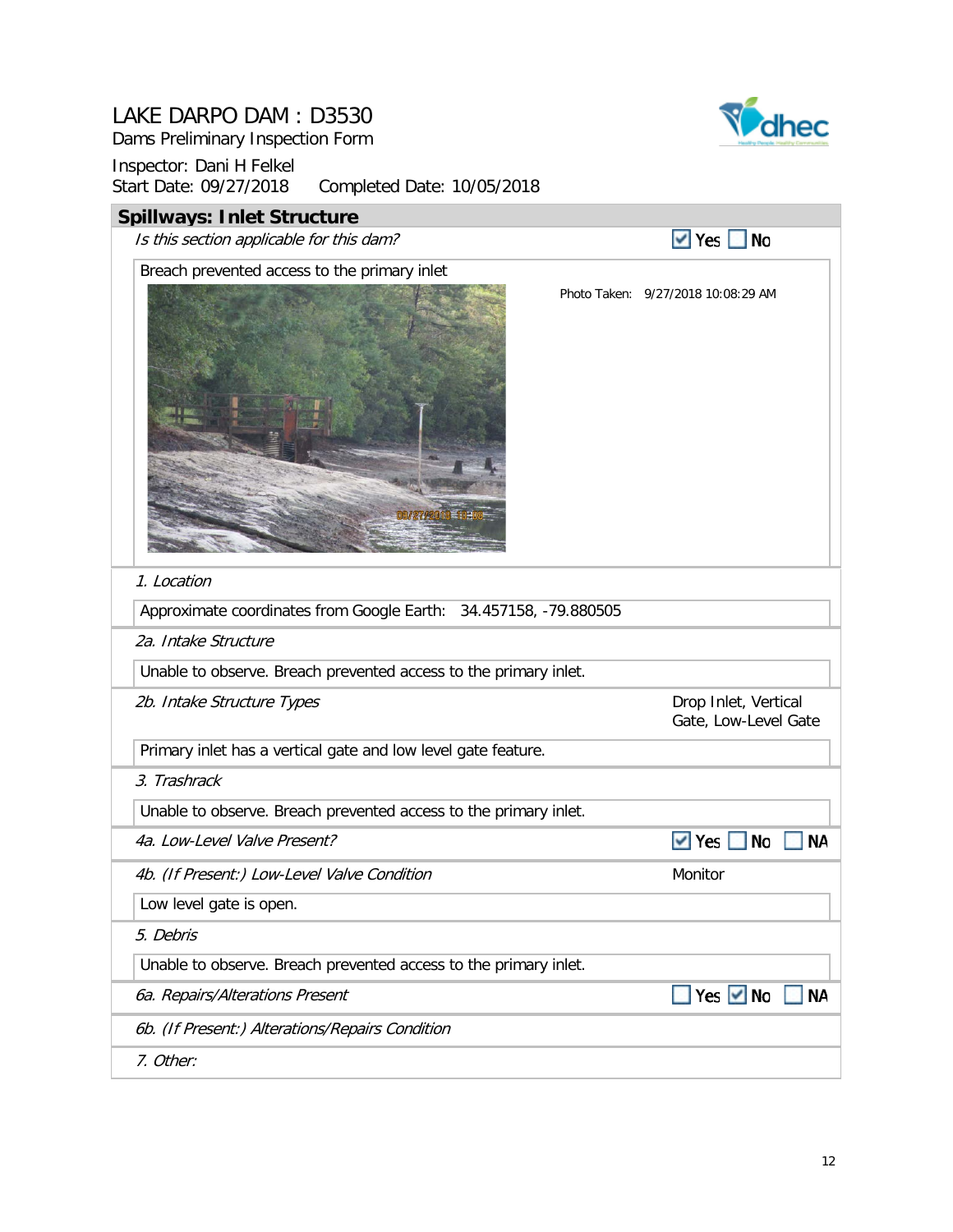# LAKE DARPO DAM : D3530

Dams Preliminary Inspection Form

Inspector: Dani H Felkel

Start Date: 09/27/2018 Completed Date: 10/05/2018

## Spillways: Inlet Structure

*Is this section applicable for this dam?* ☑ Yes ☐ No

Breach prevented access to the primary inlet

Photo Taken: 9/27/2018 10:08:29 AM

*1. Location*

Approximate coordinates from Google Earth: 34.457158, -79.880505

*2a. Intake Structure*

Unable to observe. Breach prevented access to the primary inlet.

*2b. Intake Structure Types* — Drop Inlet, Vertical Gate, Low-Level Gate

Primary inlet has a vertical gate and low level gate feature.

*3. Trashrack*

Unable to observe. Breach prevented access to the primary inlet.

*4a. Low-Level Valve Present?* ☑ Yes ☐ No ☐ NA

*4b. (If Present:) Low-Level Valve Condition* — Monitor

Low level gate is open.

*5. Debris*

Unable to observe. Breach prevented access to the primary inlet.

*6a. Repairs/Alterations Present* ☐ Yes ☑ No ☐ NA

*6b. (If Present:) Alterations/Repairs Condition*

*7. Other:*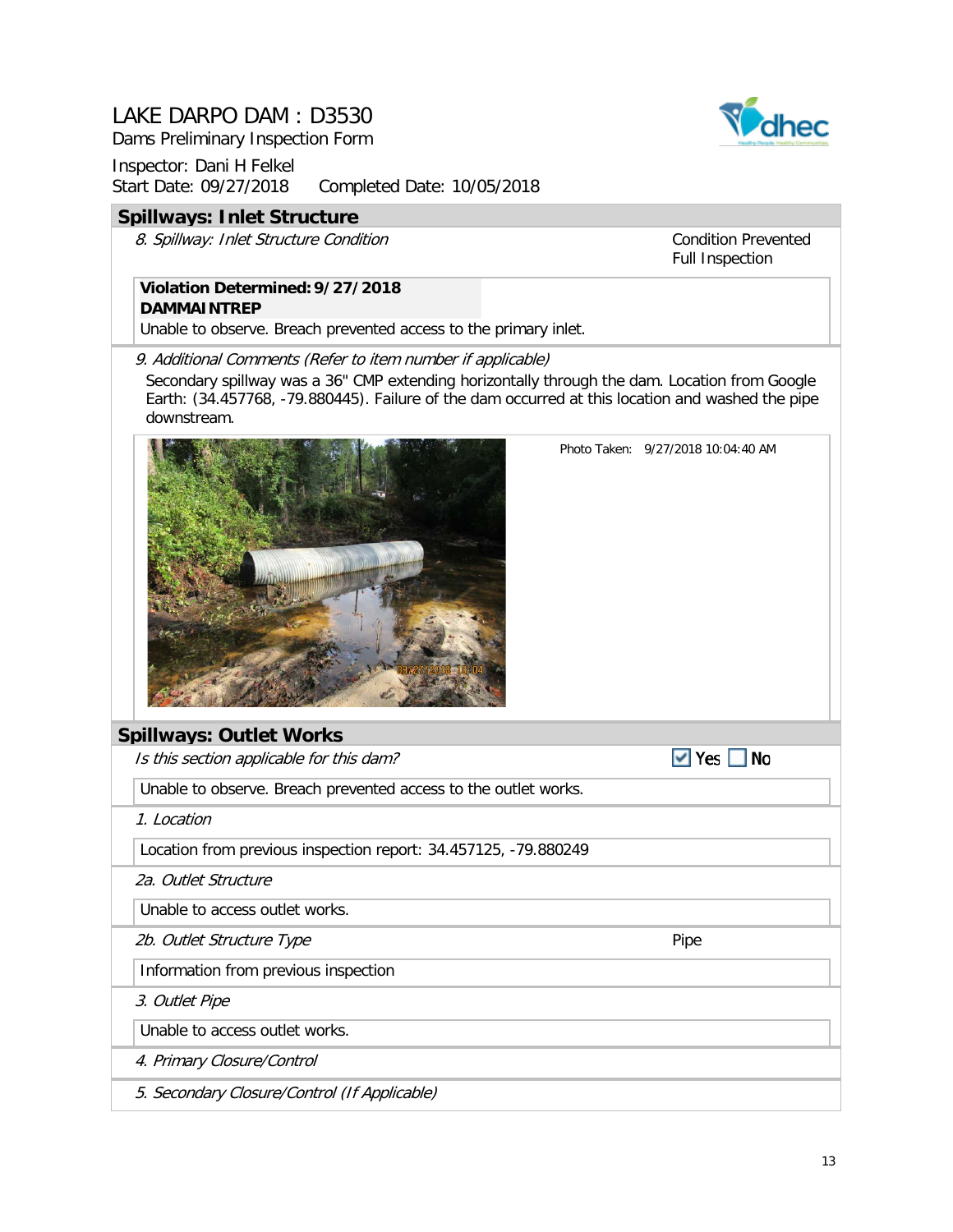# LAKE DARPO DAM : D3530

Dams Preliminary Inspection Form

Inspector: Dani H Felkel

Start Date: 09/27/2018 Completed Date: 10/05/2018

## Spillways: Inlet Structure

*8. Spillway: Inlet Structure Condition* — Condition Prevented Full Inspection

**Violation Determined: 9/27/2018**
**DAMMAINTREP**

Unable to observe. Breach prevented access to the primary inlet.

*9. Additional Comments (Refer to item number if applicable)*

Secondary spillway was a 36" CMP extending horizontally through the dam. Location from Google Earth: (34.457768, -79.880445). Failure of the dam occurred at this location and washed the pipe downstream.

Photo Taken: 9/27/2018 10:04:40 AM

## Spillways: Outlet Works

*Is this section applicable for this dam?* ☑ Yes ☐ No

Unable to observe. Breach prevented access to the outlet works.

*1. Location*

Location from previous inspection report: 34.457125, -79.880249

*2a. Outlet Structure*

Unable to access outlet works.

*2b. Outlet Structure Type* — Pipe

Information from previous inspection

*3. Outlet Pipe*

Unable to access outlet works.

*4. Primary Closure/Control*

*5. Secondary Closure/Control (If Applicable)*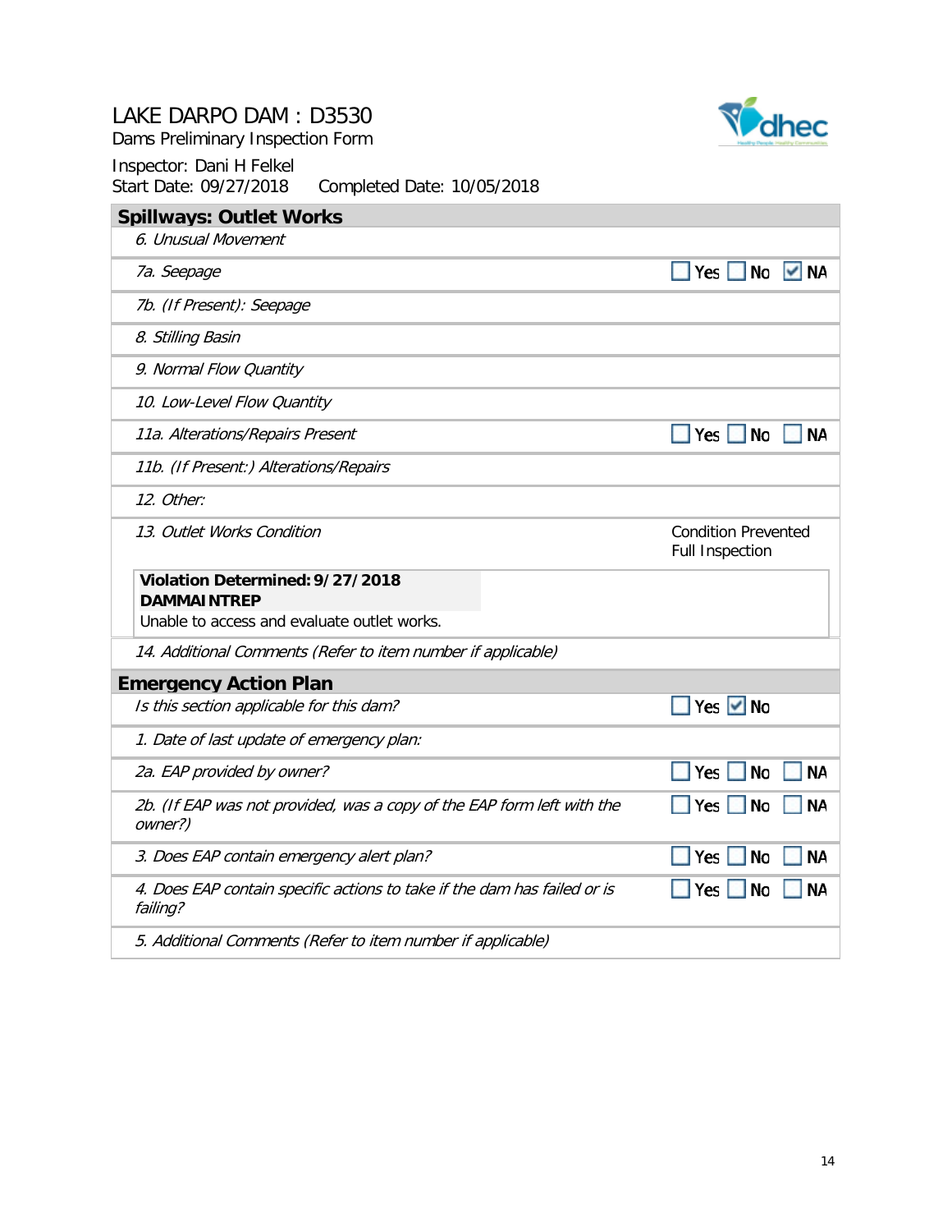# LAKE DARPO DAM : D3530

Dams Preliminary Inspection Form

Inspector: Dani H Felkel

Start Date: 09/27/2018 Completed Date: 10/05/2018

## Spillways: Outlet Works

| Item | Response |
|---|---|
| *6. Unusual Movement* | |
| *7a. Seepage* | ☐ Yes ☐ No ☑ NA |
| *7b. (If Present): Seepage* | |
| *8. Stilling Basin* | |
| *9. Normal Flow Quantity* | |
| *10. Low-Level Flow Quantity* | |
| *11a. Alterations/Repairs Present* | ☐ Yes ☐ No ☐ NA |
| *11b. (If Present:) Alterations/Repairs* | |
| *12. Other:* | |
| *13. Outlet Works Condition* | Condition Prevented Full Inspection |

**Violation Determined: 9/27/2018**
**DAMMAINTREP**
Unable to access and evaluate outlet works.

*14. Additional Comments (Refer to item number if applicable)*

## Emergency Action Plan

| Item | Response |
|---|---|
| *Is this section applicable for this dam?* | ☐ Yes ☑ No |
| *1. Date of last update of emergency plan:* | |
| *2a. EAP provided by owner?* | ☐ Yes ☐ No ☐ NA |
| *2b. (If EAP was not provided, was a copy of the EAP form left with the owner?)* | ☐ Yes ☐ No ☐ NA |
| *3. Does EAP contain emergency alert plan?* | ☐ Yes ☐ No ☐ NA |
| *4. Does EAP contain specific actions to take if the dam has failed or is failing?* | ☐ Yes ☐ No ☐ NA |
| *5. Additional Comments (Refer to item number if applicable)* | |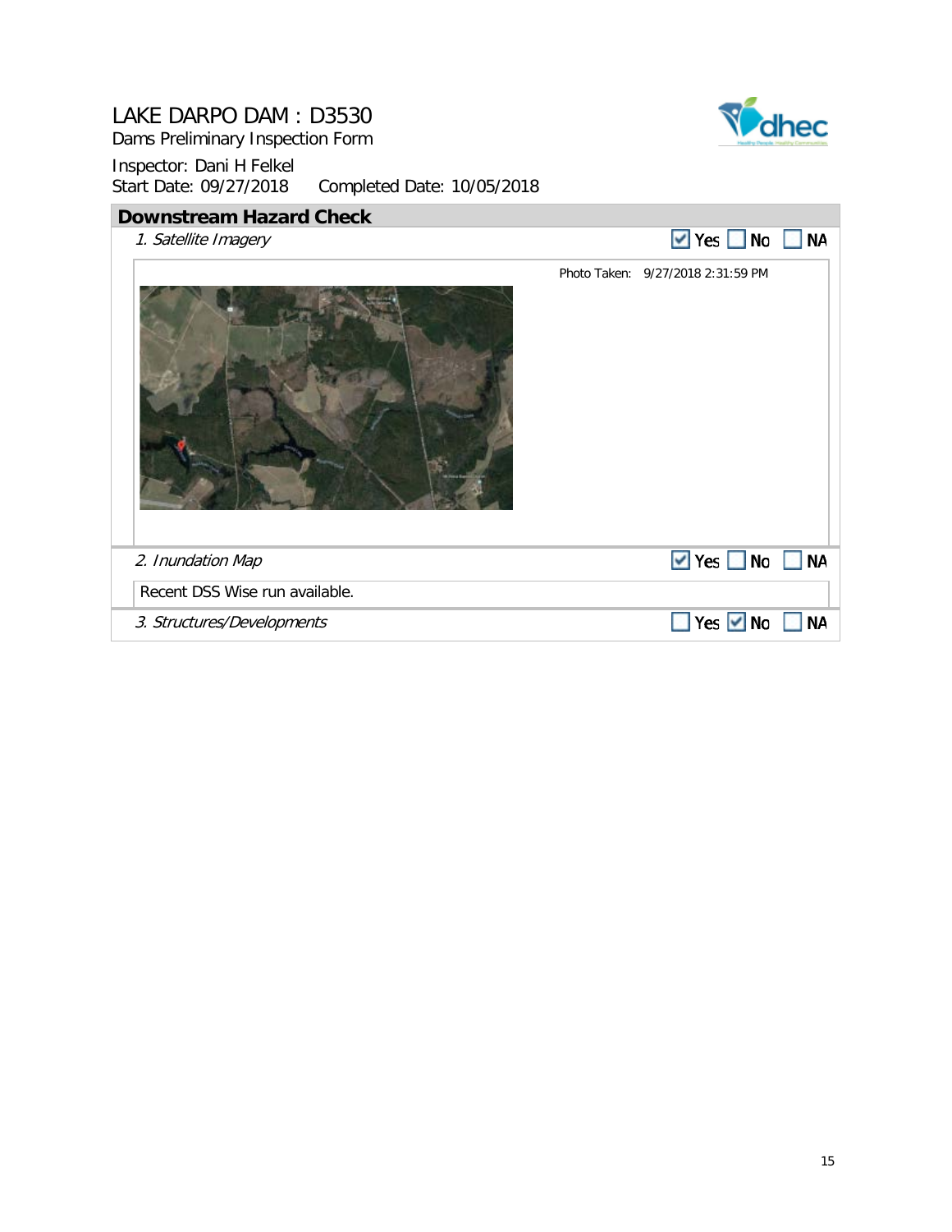# LAKE DARPO DAM : D3530

Dams Preliminary Inspection Form

Inspector: Dani H Felkel

Start Date: 09/27/2018 Completed Date: 10/05/2018

## Downstream Hazard Check

| Item | Yes | No | NA |
|---|---|---|---|
| *1. Satellite Imagery* | ☑ | ☐ | ☐ |

Photo Taken: 9/27/2018 2:31:59 PM

| Item | Yes | No | NA |
|---|---|---|---|
| *2. Inundation Map* | ☑ | ☐ | ☐ |

Recent DSS Wise run available.

| Item | Yes | No | NA |
|---|---|---|---|
| *3. Structures/Developments* | ☐ | ☑ | ☐ |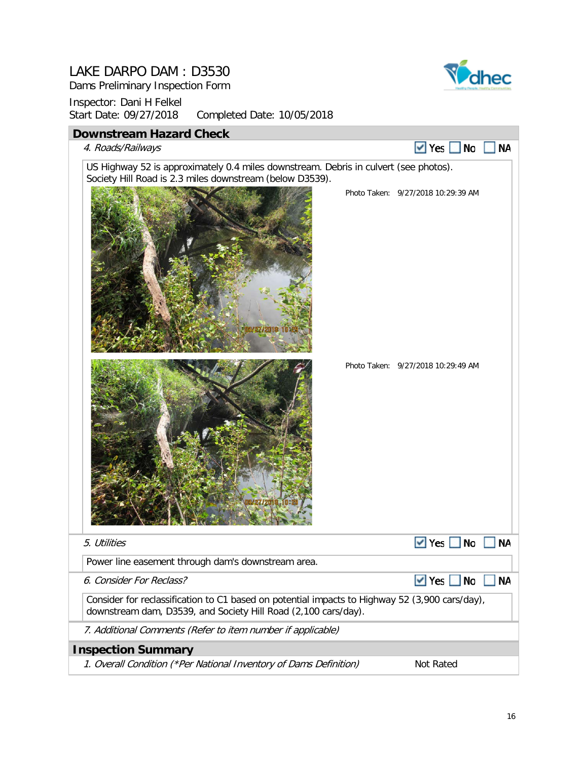# LAKE DARPO DAM : D3530

Dams Preliminary Inspection Form

Inspector: Dani H Felkel

Start Date: 09/27/2018 Completed Date: 10/05/2018

## Downstream Hazard Check

*4. Roads/Railways* ☑ Yes ☐ No ☐ NA

US Highway 52 is approximately 0.4 miles downstream. Debris in culvert (see photos). Society Hill Road is 2.3 miles downstream (below D3539).

Photo Taken: 9/27/2018 10:29:39 AM

Photo Taken: 9/27/2018 10:29:49 AM

*5. Utilities* ☑ Yes ☐ No ☐ NA

Power line easement through dam's downstream area.

*6. Consider For Reclass?* ☑ Yes ☐ No ☐ NA

Consider for reclassification to C1 based on potential impacts to Highway 52 (3,900 cars/day), downstream dam, D3539, and Society Hill Road (2,100 cars/day).

*7. Additional Comments (Refer to item number if applicable)*

## Inspection Summary

*1. Overall Condition (*Per National Inventory of Dams Definition)* Not Rated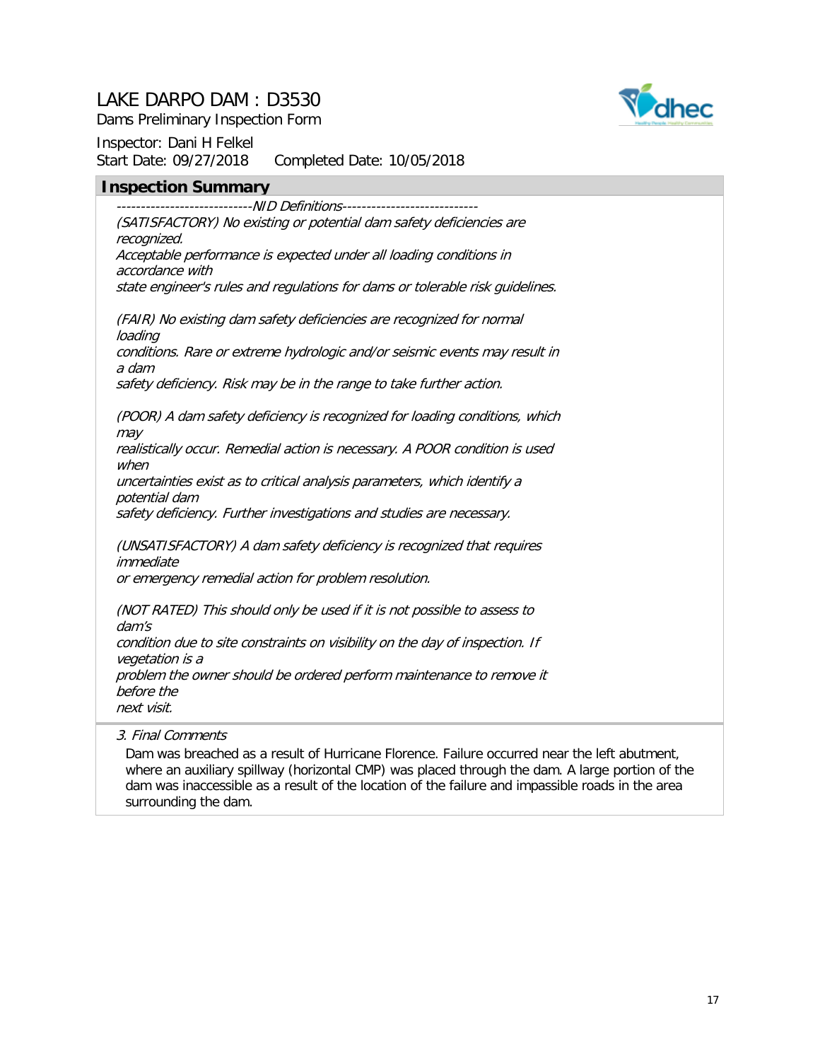# LAKE DARPO DAM : D3530

Dams Preliminary Inspection Form

Inspector: Dani H Felkel

Start Date: 09/27/2018 Completed Date: 10/05/2018

## Inspection Summary

*----------------------------NID Definitions----------------------------*

*(SATISFACTORY) No existing or potential dam safety deficiencies are recognized.*
*Acceptable performance is expected under all loading conditions in accordance with*
*state engineer's rules and regulations for dams or tolerable risk guidelines.*

*(FAIR) No existing dam safety deficiencies are recognized for normal loading*
*conditions. Rare or extreme hydrologic and/or seismic events may result in a dam*
*safety deficiency. Risk may be in the range to take further action.*

*(POOR) A dam safety deficiency is recognized for loading conditions, which may*
*realistically occur. Remedial action is necessary. A POOR condition is used when*
*uncertainties exist as to critical analysis parameters, which identify a potential dam*
*safety deficiency. Further investigations and studies are necessary.*

*(UNSATISFACTORY) A dam safety deficiency is recognized that requires immediate*
*or emergency remedial action for problem resolution.*

*(NOT RATED) This should only be used if it is not possible to assess to dam's*
*condition due to site constraints on visibility on the day of inspection. If vegetation is a*
*problem the owner should be ordered perform maintenance to remove it before the*
*next visit.*

*3. Final Comments*

Dam was breached as a result of Hurricane Florence. Failure occurred near the left abutment, where an auxiliary spillway (horizontal CMP) was placed through the dam. A large portion of the dam was inaccessible as a result of the location of the failure and impassible roads in the area surrounding the dam.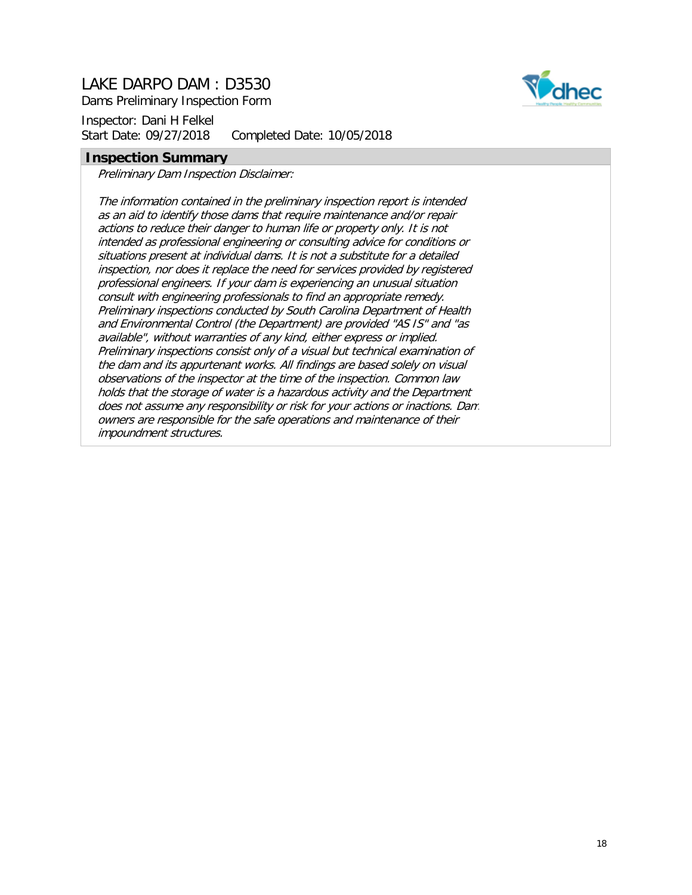# LAKE DARPO DAM : D3530

Dams Preliminary Inspection Form

Inspector: Dani H Felkel
Start Date: 09/27/2018 Completed Date: 10/05/2018

## Inspection Summary

*Preliminary Dam Inspection Disclaimer:*

*The information contained in the preliminary inspection report is intended as an aid to identify those dams that require maintenance and/or repair actions to reduce their danger to human life or property only. It is not intended as professional engineering or consulting advice for conditions or situations present at individual dams. It is not a substitute for a detailed inspection, nor does it replace the need for services provided by registered professional engineers. If your dam is experiencing an unusual situation consult with engineering professionals to find an appropriate remedy. Preliminary inspections conducted by South Carolina Department of Health and Environmental Control (the Department) are provided "AS IS" and "as available", without warranties of any kind, either express or implied. Preliminary inspections consist only of a visual but technical examination of the dam and its appurtenant works. All findings are based solely on visual observations of the inspector at the time of the inspection. Common law holds that the storage of water is a hazardous activity and the Department does not assume any responsibility or risk for your actions or inactions. Dam owners are responsible for the safe operations and maintenance of their impoundment structures.*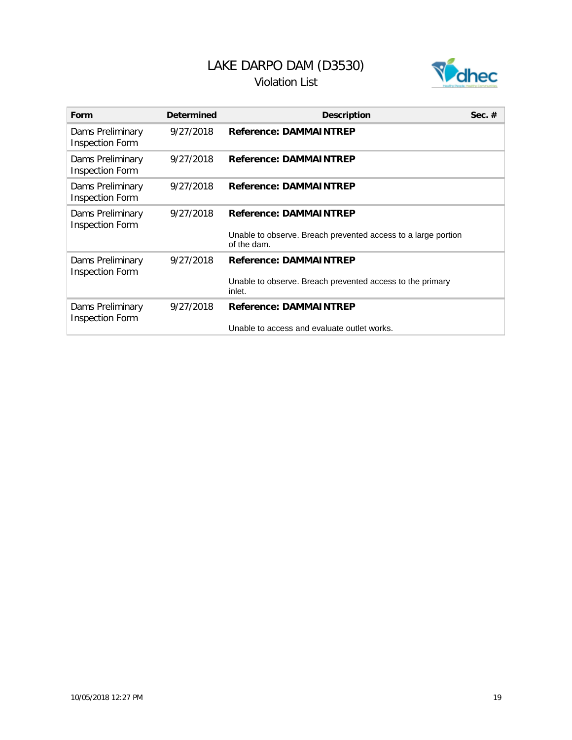# LAKE DARPO DAM (D3530)

## Violation List

| Form | Determined | Description | Sec. # |
| --- | --- | --- | --- |
| Dams Preliminary Inspection Form | 9/27/2018 | **Reference: DAMMAINTREP** | |
| Dams Preliminary Inspection Form | 9/27/2018 | **Reference: DAMMAINTREP** | |
| Dams Preliminary Inspection Form | 9/27/2018 | **Reference: DAMMAINTREP** | |
| Dams Preliminary Inspection Form | 9/27/2018 | **Reference: DAMMAINTREP**<br><br>Unable to observe. Breach prevented access to a large portion of the dam. | |
| Dams Preliminary Inspection Form | 9/27/2018 | **Reference: DAMMAINTREP**<br><br>Unable to observe. Breach prevented access to the primary inlet. | |
| Dams Preliminary Inspection Form | 9/27/2018 | **Reference: DAMMAINTREP**<br><br>Unable to access and evaluate outlet works. | |

10/05/2018 12:27 PM